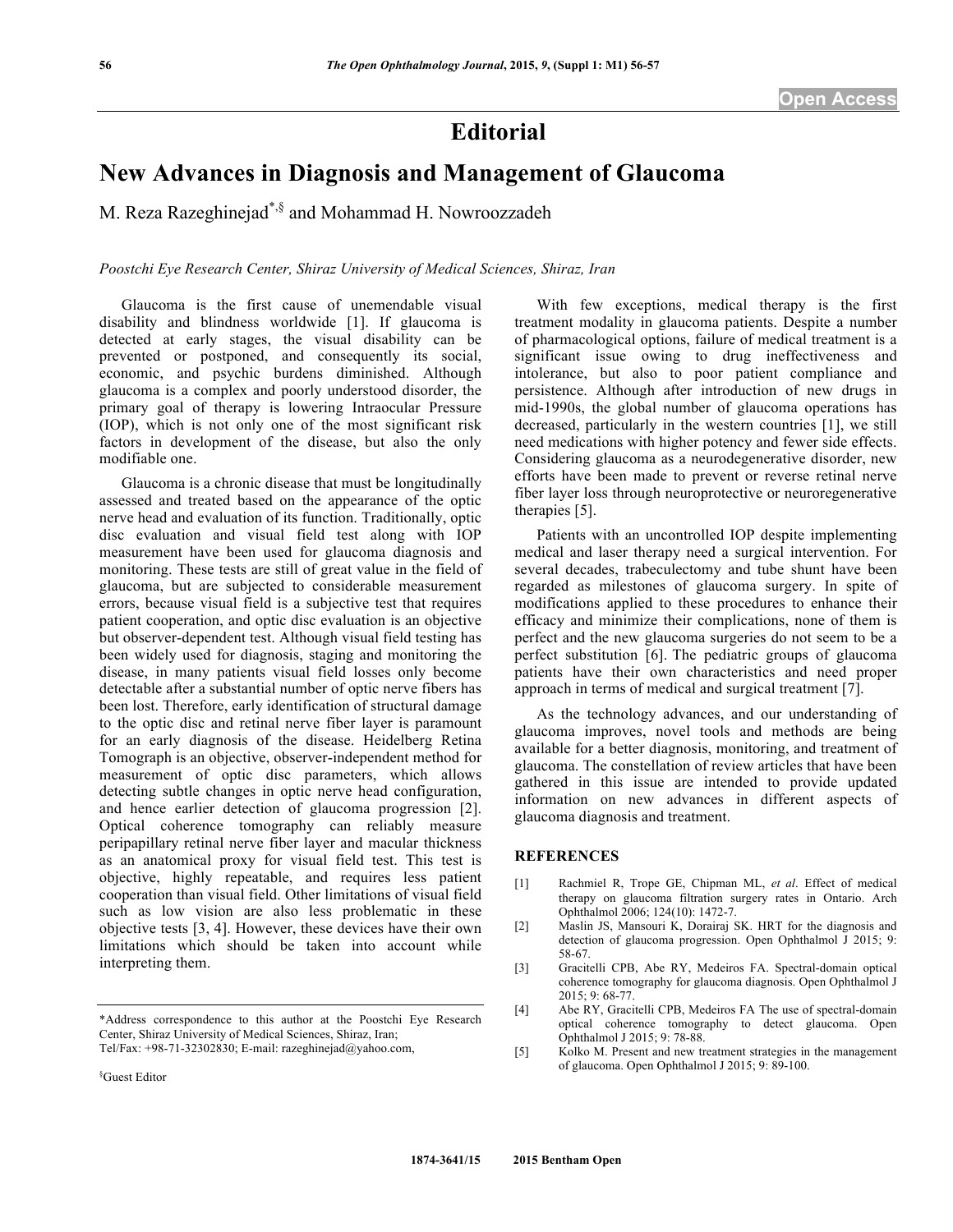Open Access

# Editorial

# New Advances in Diagnosis and Management of Glaucoma

M. Reza Razeghinejad[*,§] and Mohammad H. Nowroozzadeh

*Poostchi Eye Research Center, Shiraz University of Medical Sciences, Shiraz, Iran*

Glaucoma is the first cause of unemendable visual disability and blindness worldwide [1]. If glaucoma is detected at early stages, the visual disability can be prevented or postponed, and consequently its social, economic, and psychic burdens diminished. Although glaucoma is a complex and poorly understood disorder, the primary goal of therapy is lowering Intraocular Pressure (IOP), which is not only one of the most significant risk factors in development of the disease, but also the only modifiable one.

Glaucoma is a chronic disease that must be longitudinally assessed and treated based on the appearance of the optic nerve head and evaluation of its function. Traditionally, optic disc evaluation and visual field test along with IOP measurement have been used for glaucoma diagnosis and monitoring. These tests are still of great value in the field of glaucoma, but are subjected to considerable measurement errors, because visual field is a subjective test that requires patient cooperation, and optic disc evaluation is an objective but observer-dependent test. Although visual field testing has been widely used for diagnosis, staging and monitoring the disease, in many patients visual field losses only become detectable after a substantial number of optic nerve fibers has been lost. Therefore, early identification of structural damage to the optic disc and retinal nerve fiber layer is paramount for an early diagnosis of the disease. Heidelberg Retina Tomograph is an objective, observer-independent method for measurement of optic disc parameters, which allows detecting subtle changes in optic nerve head configuration, and hence earlier detection of glaucoma progression [2]. Optical coherence tomography can reliably measure peripapillary retinal nerve fiber layer and macular thickness as an anatomical proxy for visual field test. This test is objective, highly repeatable, and requires less patient cooperation than visual field. Other limitations of visual field such as low vision are also less problematic in these objective tests [3, 4]. However, these devices have their own limitations which should be taken into account while interpreting them.

With few exceptions, medical therapy is the first treatment modality in glaucoma patients. Despite a number of pharmacological options, failure of medical treatment is a significant issue owing to drug ineffectiveness and intolerance, but also to poor patient compliance and persistence. Although after introduction of new drugs in mid-1990s, the global number of glaucoma operations has decreased, particularly in the western countries [1], we still need medications with higher potency and fewer side effects. Considering glaucoma as a neurodegenerative disorder, new efforts have been made to prevent or reverse retinal nerve fiber layer loss through neuroprotective or neuroregenerative therapies [5].

Patients with an uncontrolled IOP despite implementing medical and laser therapy need a surgical intervention. For several decades, trabeculectomy and tube shunt have been regarded as milestones of glaucoma surgery. In spite of modifications applied to these procedures to enhance their efficacy and minimize their complications, none of them is perfect and the new glaucoma surgeries do not seem to be a perfect substitution [6]. The pediatric groups of glaucoma patients have their own characteristics and need proper approach in terms of medical and surgical treatment [7].

As the technology advances, and our understanding of glaucoma improves, novel tools and methods are being available for a better diagnosis, monitoring, and treatment of glaucoma. The constellation of review articles that have been gathered in this issue are intended to provide updated information on new advances in different aspects of glaucoma diagnosis and treatment.

## REFERENCES

[1] Rachmiel R, Trope GE, Chipman ML, *et al*. Effect of medical therapy on glaucoma filtration surgery rates in Ontario. Arch Ophthalmol 2006; 124(10): 1472-7.

[2] Maslin JS, Mansouri K, Dorairaj SK. HRT for the diagnosis and detection of glaucoma progression. Open Ophthalmol J 2015; 9: 58-67.

[3] Gracitelli CPB, Abe RY, Medeiros FA. Spectral-domain optical coherence tomography for glaucoma diagnosis. Open Ophthalmol J 2015; 9: 68-77.

[4] Abe RY, Gracitelli CPB, Medeiros FA The use of spectral-domain optical coherence tomography to detect glaucoma. Open Ophthalmol J 2015; 9: 78-88.

[5] Kolko M. Present and new treatment strategies in the management of glaucoma. Open Ophthalmol J 2015; 9: 89-100.

---

*Address correspondence to this author at the Poostchi Eye Research Center, Shiraz University of Medical Sciences, Shiraz, Iran; Tel/Fax: +98-71-32302830; E-mail: razeghinejad@yahoo.com,

§Guest Editor

1874-3641/15 2015 Bentham Open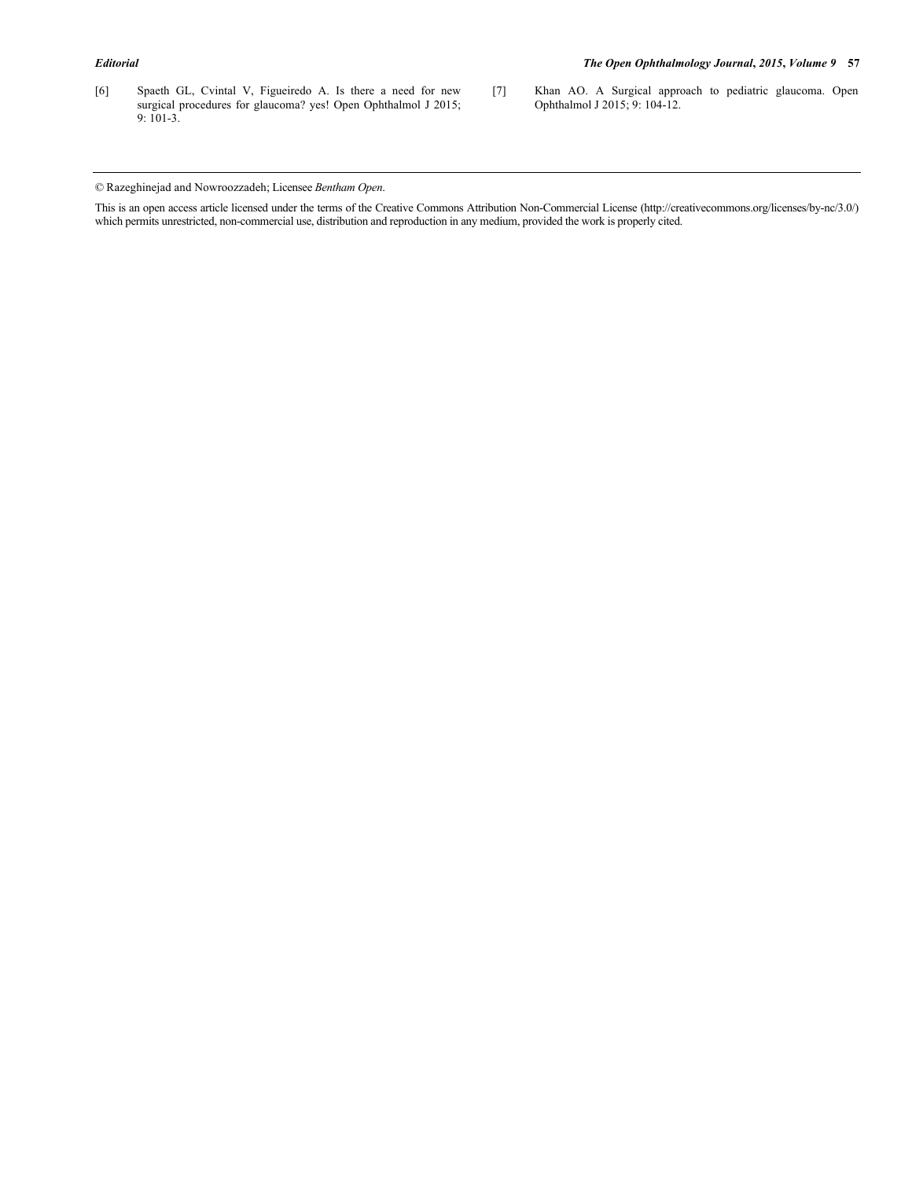[6] Spaeth GL, Cvintal V, Figueiredo A. Is there a need for new surgical procedures for glaucoma? yes! Open Ophthalmol J 2015; 9: 101-3.

[7] Khan AO. A Surgical approach to pediatric glaucoma. Open Ophthalmol J 2015; 9: 104-12.

---

© Razeghinejad and Nowroozzadeh; Licensee *Bentham Open*.

This is an open access article licensed under the terms of the Creative Commons Attribution Non-Commercial License (http://creativecommons.org/licenses/by-nc/3.0/) which permits unrestricted, non-commercial use, distribution and reproduction in any medium, provided the work is properly cited.